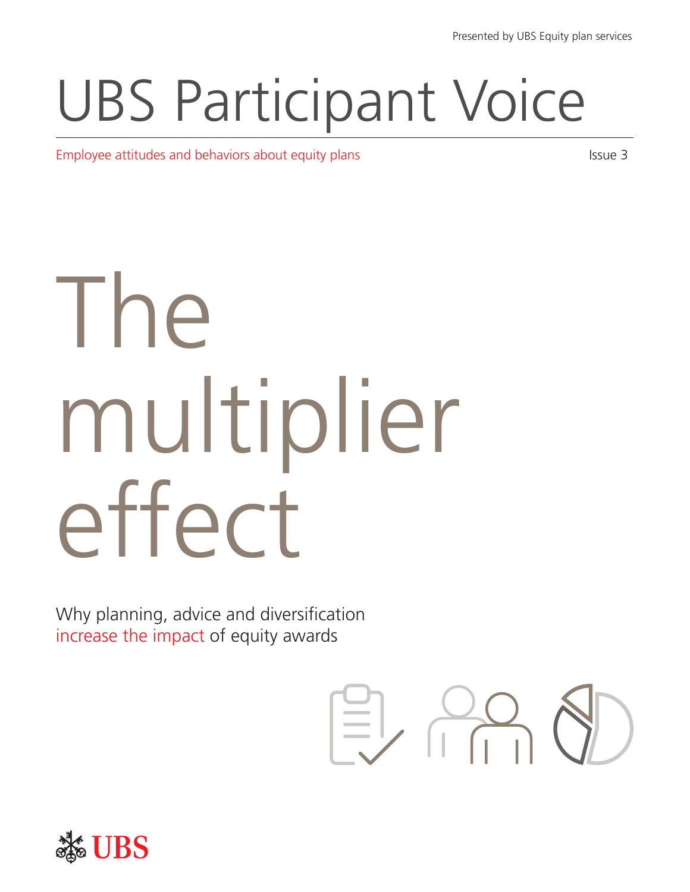Presented by UBS Equity plan services

# UBS Participant Voice

Employee attitudes and behaviors about equity plans

Issue 3

# The multiplier effect

Why planning, advice and diversification increase the impact of equity awards

UBS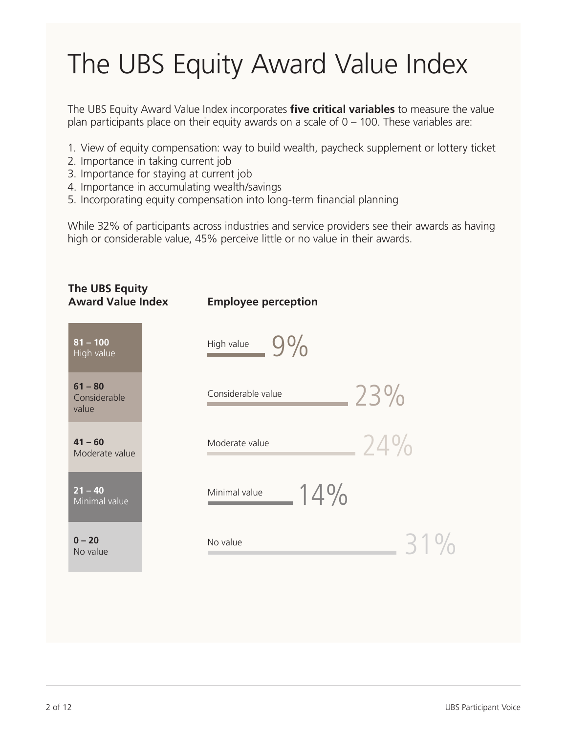# The UBS Equity Award Value Index

The UBS Equity Award Value Index incorporates **five critical variables** to measure the value plan participants place on their equity awards on a scale of 0 – 100. These variables are:

1. View of equity compensation: way to build wealth, paycheck supplement or lottery ticket
2. Importance in taking current job
3. Importance for staying at current job
4. Importance in accumulating wealth/savings
5. Incorporating equity compensation into long-term financial planning

While 32% of participants across industries and service providers see their awards as having high or considerable value, 45% perceive little or no value in their awards.

| The UBS Equity Award Value Index | Employee perception | |
|---|---|---|
| **81 – 100** High value | High value | 9% |
| **61 – 80** Considerable value | Considerable value | 23% |
| **41 – 60** Moderate value | Moderate value | 24% |
| **21 – 40** Minimal value | Minimal value | 14% |
| **0 – 20** No value | No value | 31% |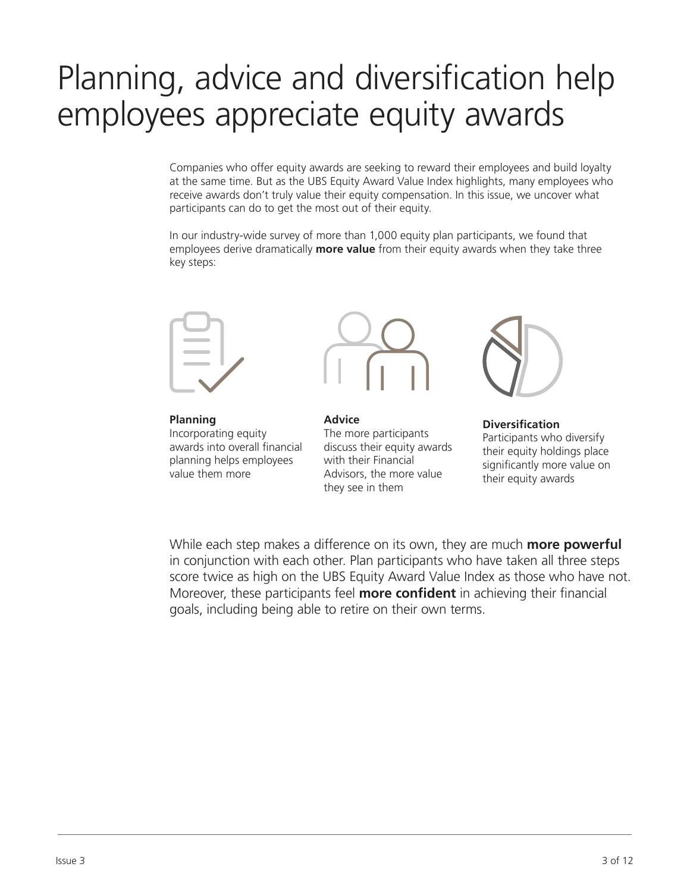# Planning, advice and diversification help employees appreciate equity awards

Companies who offer equity awards are seeking to reward their employees and build loyalty at the same time. But as the UBS Equity Award Value Index highlights, many employees who receive awards don't truly value their equity compensation. In this issue, we uncover what participants can do to get the most out of their equity.

In our industry-wide survey of more than 1,000 equity plan participants, we found that employees derive dramatically **more value** from their equity awards when they take three key steps:

**Planning**
Incorporating equity awards into overall financial planning helps employees value them more

**Advice**
The more participants discuss their equity awards with their Financial Advisors, the more value they see in them

**Diversification**
Participants who diversify their equity holdings place significantly more value on their equity awards

While each step makes a difference on its own, they are much **more powerful** in conjunction with each other. Plan participants who have taken all three steps score twice as high on the UBS Equity Award Value Index as those who have not. Moreover, these participants feel **more confident** in achieving their financial goals, including being able to retire on their own terms.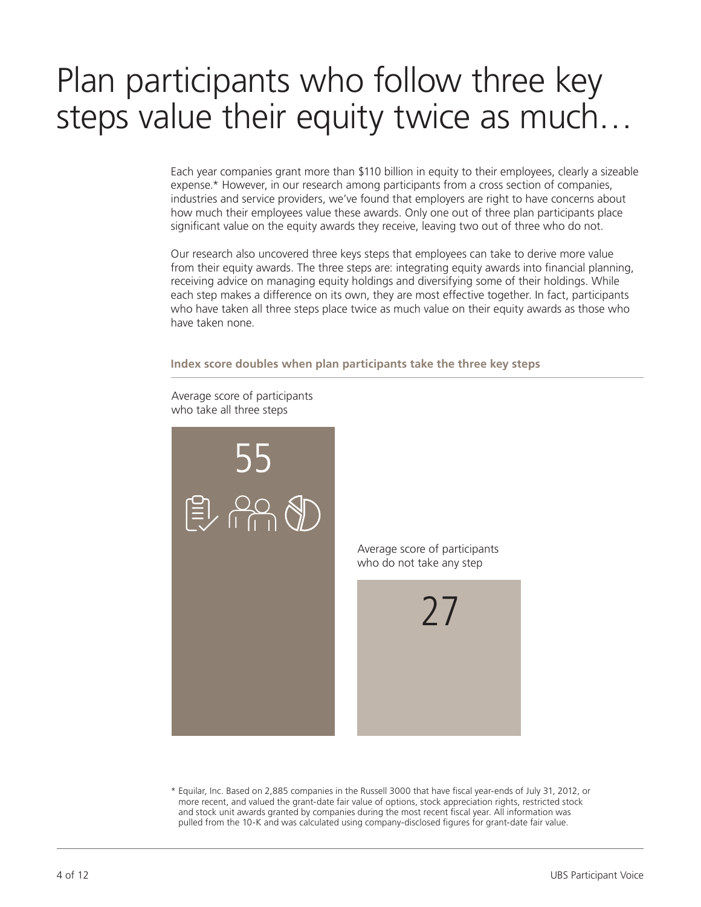# Plan participants who follow three key steps value their equity twice as much…

Each year companies grant more than $110 billion in equity to their employees, clearly a sizeable expense.* However, in our research among participants from a cross section of companies, industries and service providers, we've found that employers are right to have concerns about how much their employees value these awards. Only one out of three plan participants place significant value on the equity awards they receive, leaving two out of three who do not.

Our research also uncovered three keys steps that employees can take to derive more value from their equity awards. The three steps are: integrating equity awards into financial planning, receiving advice on managing equity holdings and diversifying some of their holdings. While each step makes a difference on its own, they are most effective together. In fact, participants who have taken all three steps place twice as much value on their equity awards as those who have taken none.

**Index score doubles when plan participants take the three key steps**

| Average score of participants who take all three steps | Average score of participants who do not take any step |
| --- | --- |
| 55 | 27 |

\* Equilar, Inc. Based on 2,885 companies in the Russell 3000 that have fiscal year-ends of July 31, 2012, or more recent, and valued the grant-date fair value of options, stock appreciation rights, restricted stock and stock unit awards granted by companies during the most recent fiscal year. All information was pulled from the 10-K and was calculated using company-disclosed figures for grant-date fair value.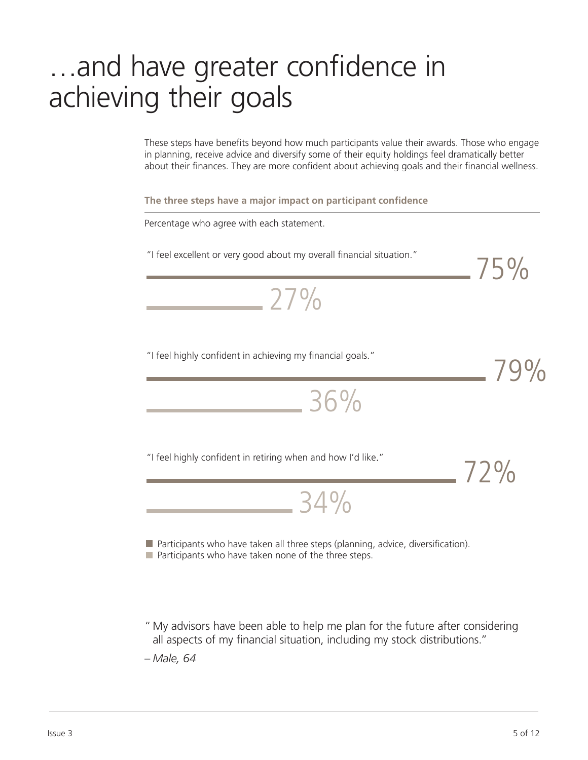# …and have greater confidence in achieving their goals

These steps have benefits beyond how much participants value their awards. Those who engage in planning, receive advice and diversify some of their equity holdings feel dramatically better about their finances. They are more confident about achieving goals and their financial wellness.

**The three steps have a major impact on participant confidence**

Percentage who agree with each statement.

| Statement | Participants who have taken all three steps (planning, advice, diversification) | Participants who have taken none of the three steps |
| --- | --- | --- |
| "I feel excellent or very good about my overall financial situation." | 75% | 27% |
| "I feel highly confident in achieving my financial goals." | 79% | 36% |
| "I feel highly confident in retiring when and how I'd like." | 72% | 34% |

" My advisors have been able to help me plan for the future after considering all aspects of my financial situation, including my stock distributions."

*– Male, 64*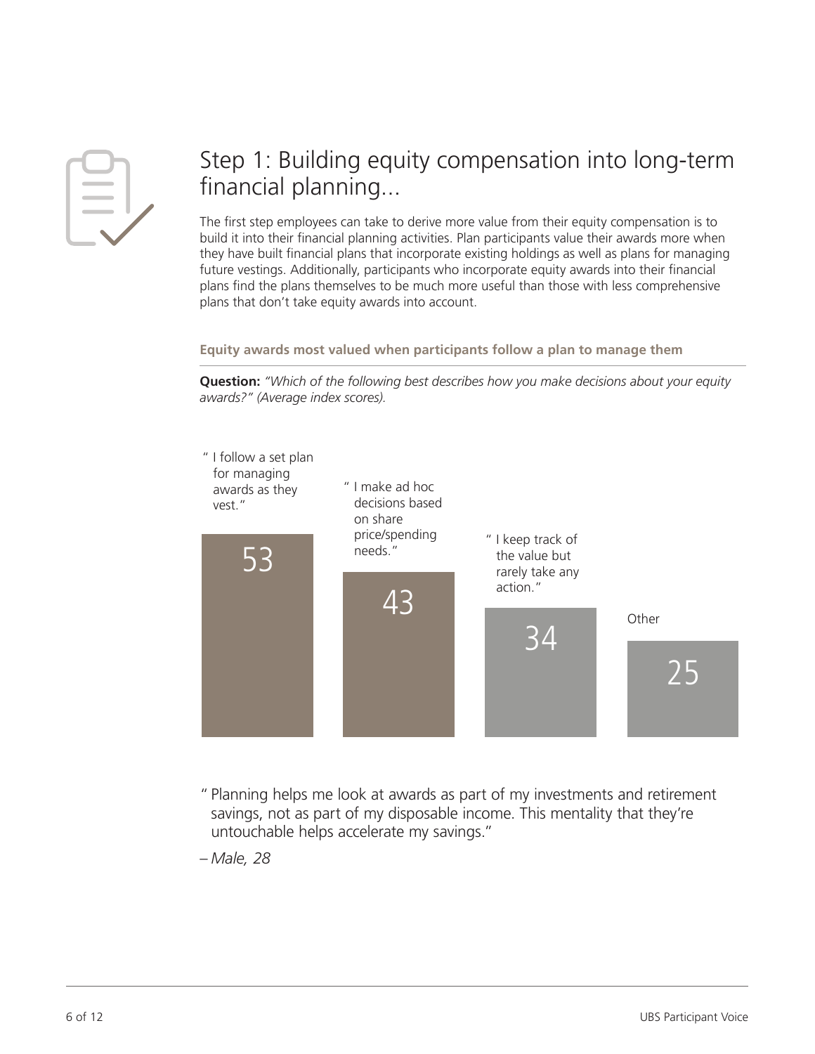## Step 1: Building equity compensation into long-term financial planning...

The first step employees can take to derive more value from their equity compensation is to build it into their financial planning activities. Plan participants value their awards more when they have built financial plans that incorporate existing holdings as well as plans for managing future vestings. Additionally, participants who incorporate equity awards into their financial plans find the plans themselves to be much more useful than those with less comprehensive plans that don't take equity awards into account.

**Equity awards most valued when participants follow a plan to manage them**

**Question:** *"Which of the following best describes how you make decisions about your equity awards?" (Average index scores).*

| Response | Average index score |
| --- | --- |
| "I follow a set plan for managing awards as they vest." | 53 |
| "I make ad hoc decisions based on share price/spending needs." | 43 |
| "I keep track of the value but rarely take any action." | 34 |
| Other | 25 |

"Planning helps me look at awards as part of my investments and retirement savings, not as part of my disposable income. This mentality that they're untouchable helps accelerate my savings."

*– Male, 28*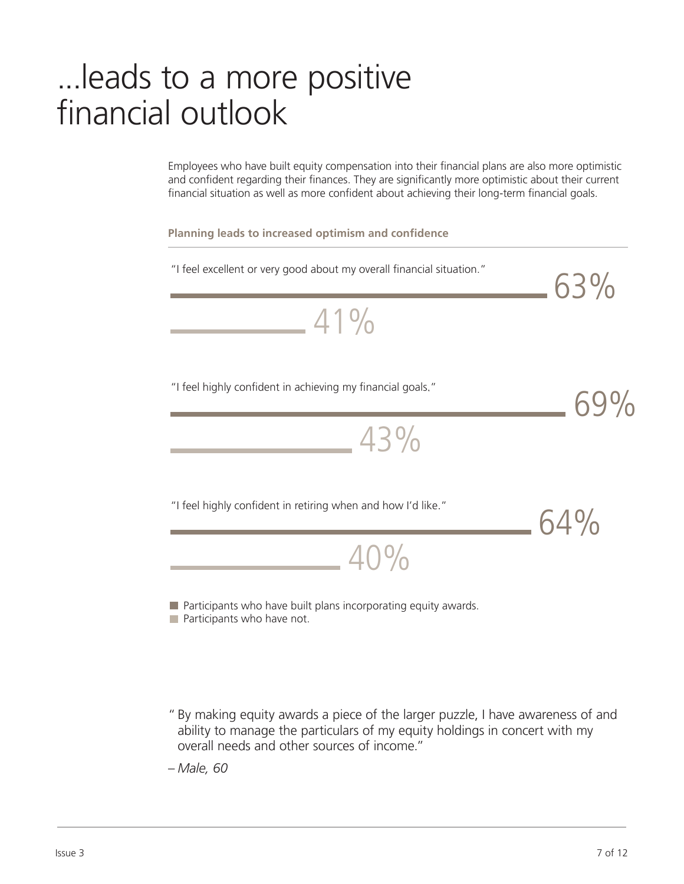# ...leads to a more positive financial outlook

Employees who have built equity compensation into their financial plans are also more optimistic and confident regarding their finances. They are significantly more optimistic about their current financial situation as well as more confident about achieving their long-term financial goals.

**Planning leads to increased optimism and confidence**

| Statement | Participants who have built plans incorporating equity awards. | Participants who have not. |
| --- | --- | --- |
| "I feel excellent or very good about my overall financial situation." | 63% | 41% |
| "I feel highly confident in achieving my financial goals." | 69% | 43% |
| "I feel highly confident in retiring when and how I'd like." | 64% | 40% |

" By making equity awards a piece of the larger puzzle, I have awareness of and ability to manage the particulars of my equity holdings in concert with my overall needs and other sources of income."

*– Male, 60*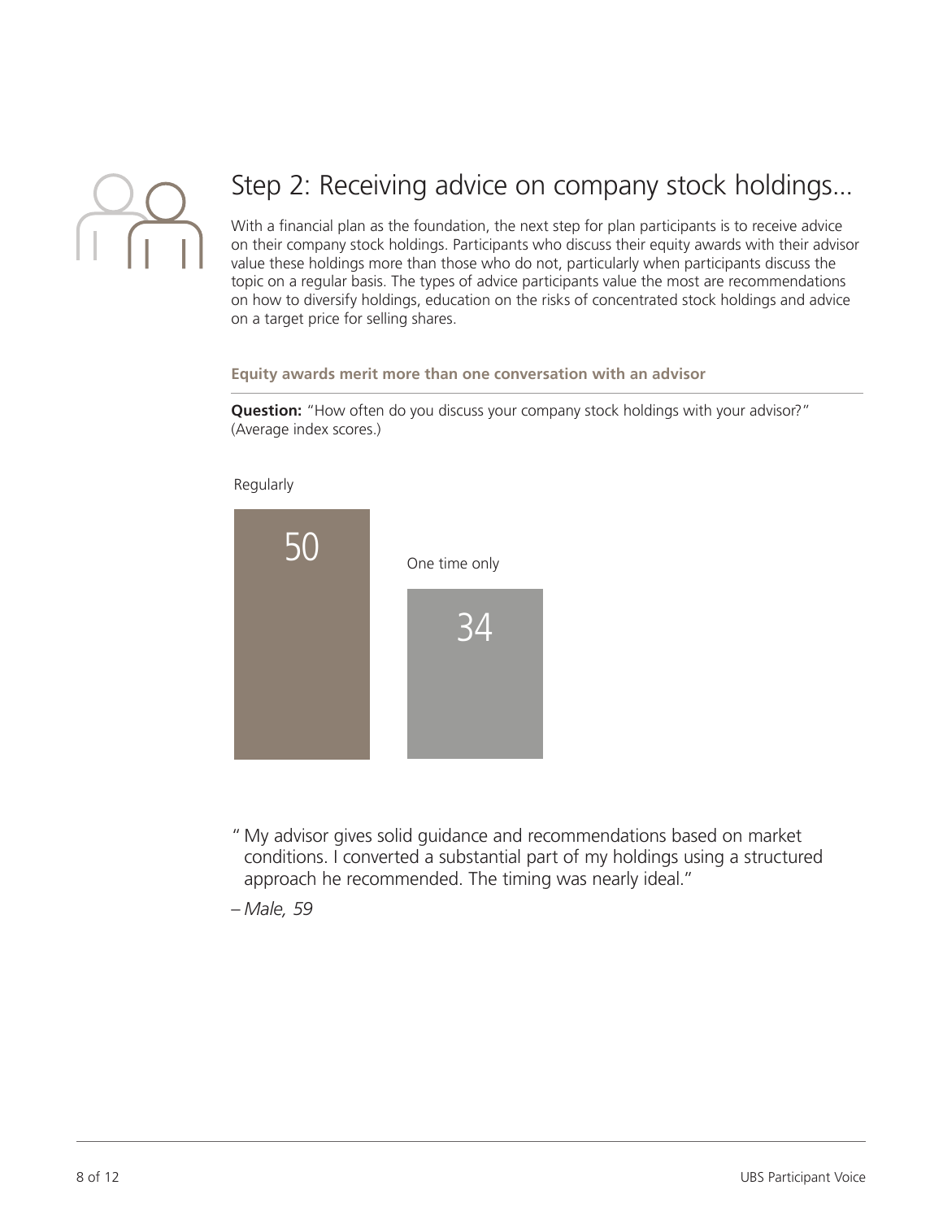## Step 2: Receiving advice on company stock holdings...

With a financial plan as the foundation, the next step for plan participants is to receive advice on their company stock holdings. Participants who discuss their equity awards with their advisor value these holdings more than those who do not, particularly when participants discuss the topic on a regular basis. The types of advice participants value the most are recommendations on how to diversify holdings, education on the risks of concentrated stock holdings and advice on a target price for selling shares.

**Equity awards merit more than one conversation with an advisor**

**Question:** "How often do you discuss your company stock holdings with your advisor?" (Average index scores.)

| Frequency | Average index score |
| --- | --- |
| Regularly | 50 |
| One time only | 34 |

"My advisor gives solid guidance and recommendations based on market conditions. I converted a substantial part of my holdings using a structured approach he recommended. The timing was nearly ideal."

– *Male, 59*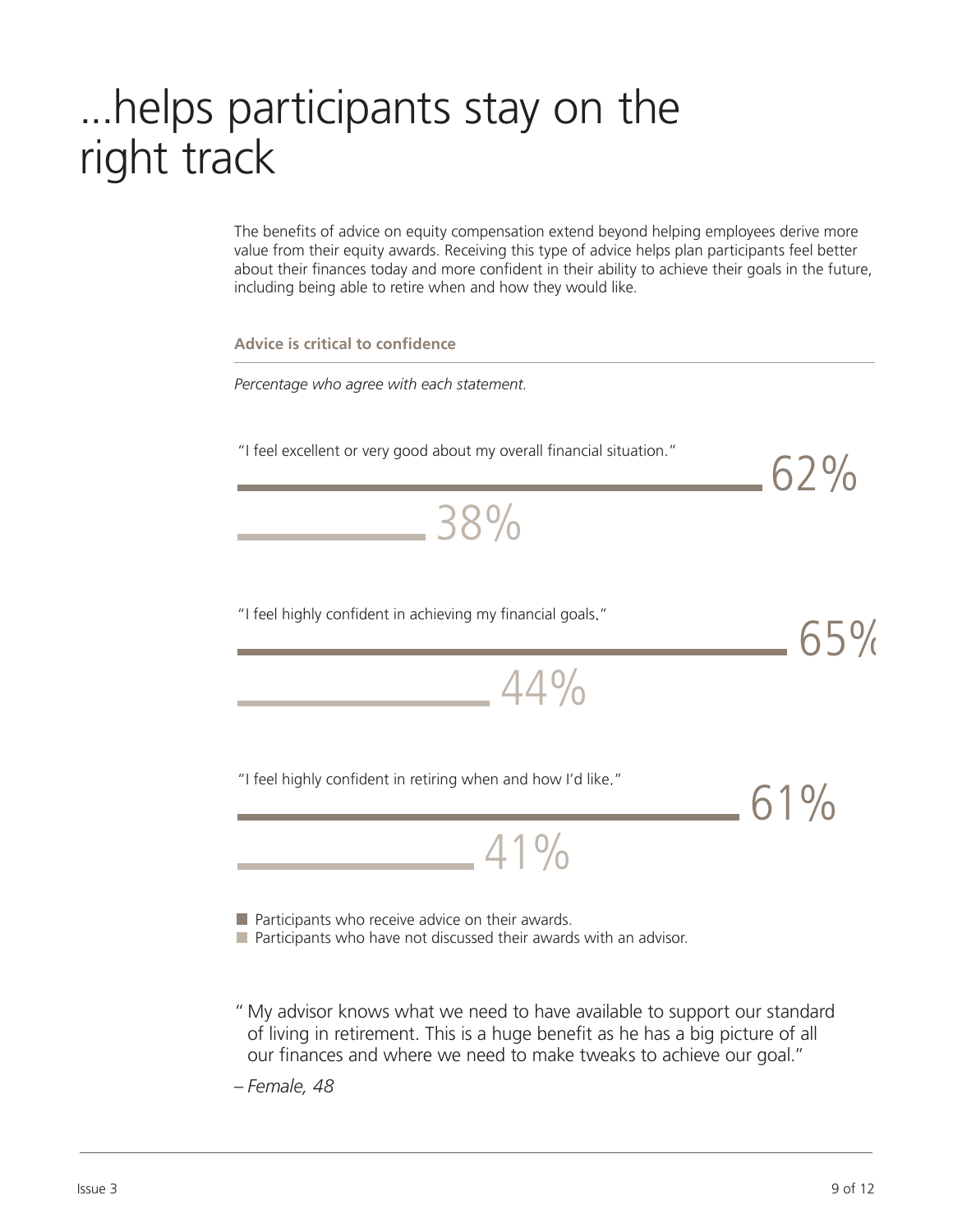# ...helps participants stay on the right track

The benefits of advice on equity compensation extend beyond helping employees derive more value from their equity awards. Receiving this type of advice helps plan participants feel better about their finances today and more confident in their ability to achieve their goals in the future, including being able to retire when and how they would like.

**Advice is critical to confidence**

*Percentage who agree with each statement.*

| Statement | Participants who receive advice on their awards. | Participants who have not discussed their awards with an advisor. |
|---|---|---|
| "I feel excellent or very good about my overall financial situation." | 62% | 38% |
| "I feel highly confident in achieving my financial goals." | 65% | 44% |
| "I feel highly confident in retiring when and how I'd like." | 61% | 41% |

" My advisor knows what we need to have available to support our standard of living in retirement. This is a huge benefit as he has a big picture of all our finances and where we need to make tweaks to achieve our goal."

– *Female, 48*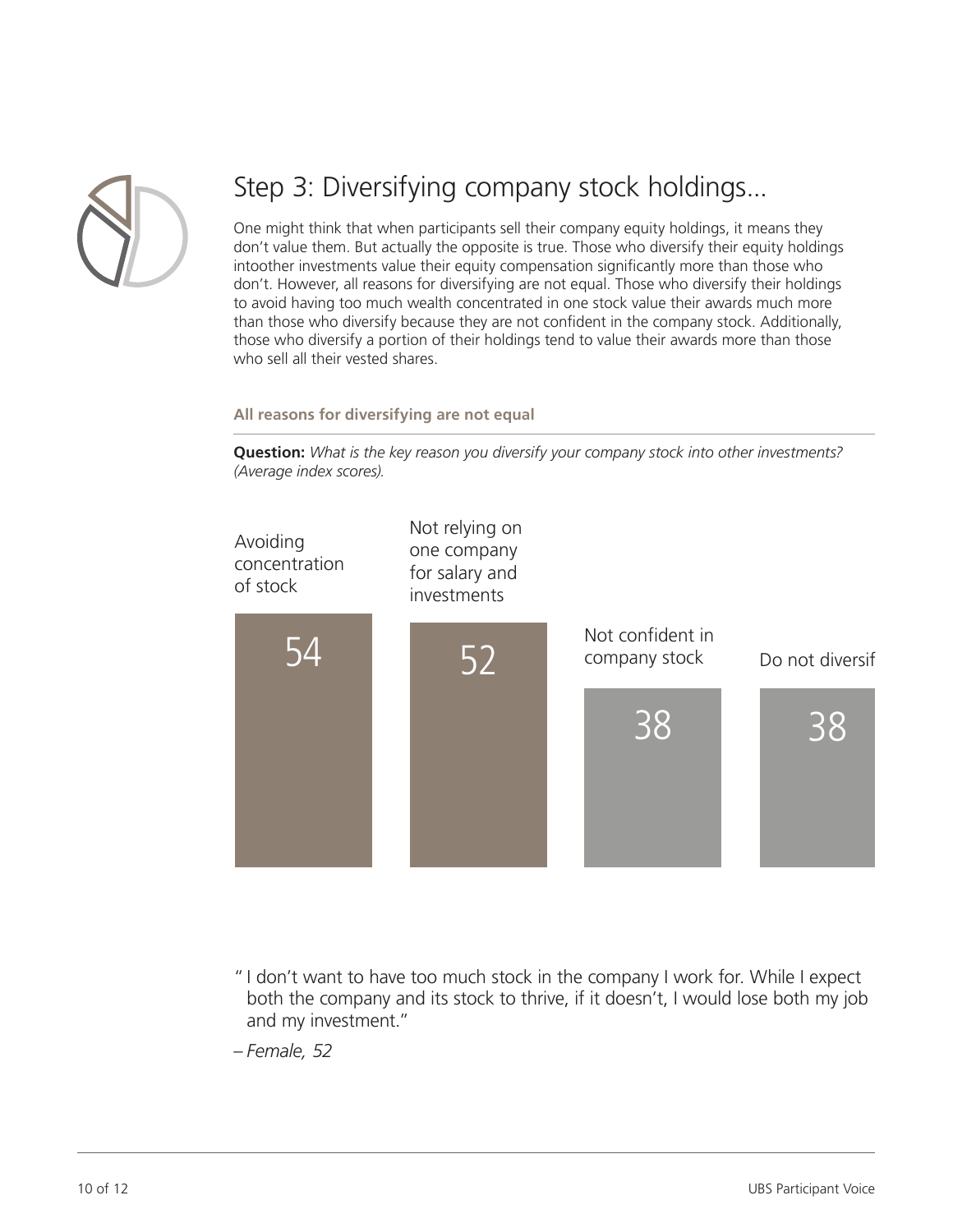## Step 3: Diversifying company stock holdings...

One might think that when participants sell their company equity holdings, it means they don't value them. But actually the opposite is true. Those who diversify their equity holdings intoother investments value their equity compensation significantly more than those who don't. However, all reasons for diversifying are not equal. Those who diversify their holdings to avoid having too much wealth concentrated in one stock value their awards much more than those who diversify because they are not confident in the company stock. Additionally, those who diversify a portion of their holdings tend to value their awards more than those who sell all their vested shares.

**All reasons for diversifying are not equal**

**Question:** *What is the key reason you diversify your company stock into other investments? (Average index scores).*

| Avoiding concentration of stock | Not relying on one company for salary and investments | Not confident in company stock | Do not diversif |
|---|---|---|---|
| 54 | 52 | 38 | 38 |

"I don't want to have too much stock in the company I work for. While I expect both the company and its stock to thrive, if it doesn't, I would lose both my job and my investment."

*– Female, 52*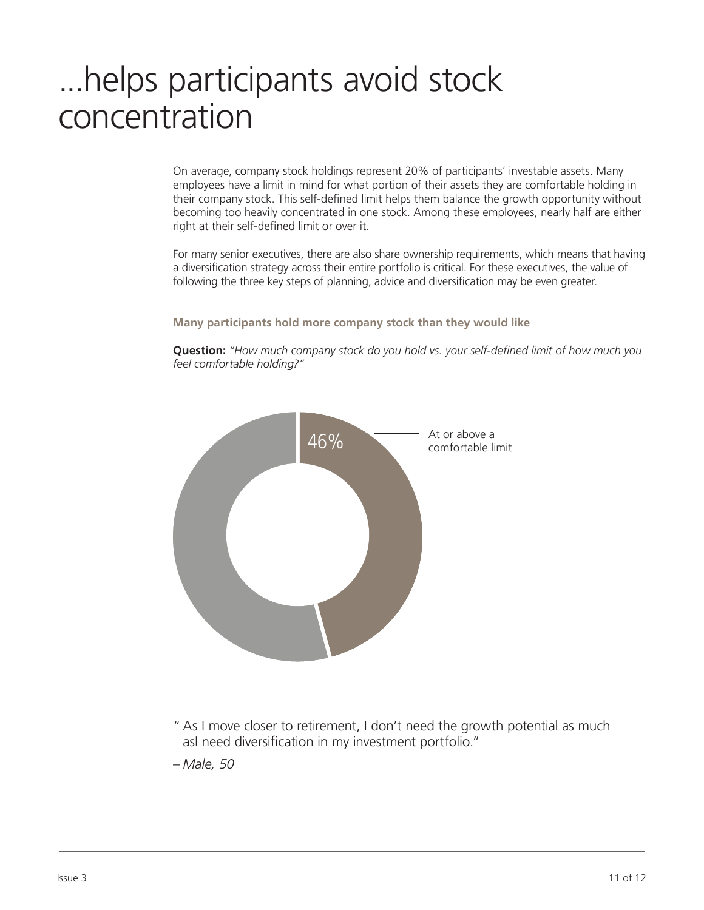# ...helps participants avoid stock concentration

On average, company stock holdings represent 20% of participants' investable assets. Many employees have a limit in mind for what portion of their assets they are comfortable holding in their company stock. This self-defined limit helps them balance the growth opportunity without becoming too heavily concentrated in one stock. Among these employees, nearly half are either right at their self-defined limit or over it.

For many senior executives, there are also share ownership requirements, which means that having a diversification strategy across their entire portfolio is critical. For these executives, the value of following the three key steps of planning, advice and diversification may be even greater.

**Many participants hold more company stock than they would like**

**Question:** *"How much company stock do you hold vs. your self-defined limit of how much you feel comfortable holding?"*

46% At or above a comfortable limit

" As I move closer to retirement, I don't need the growth potential as much asI need diversification in my investment portfolio."

*– Male, 50*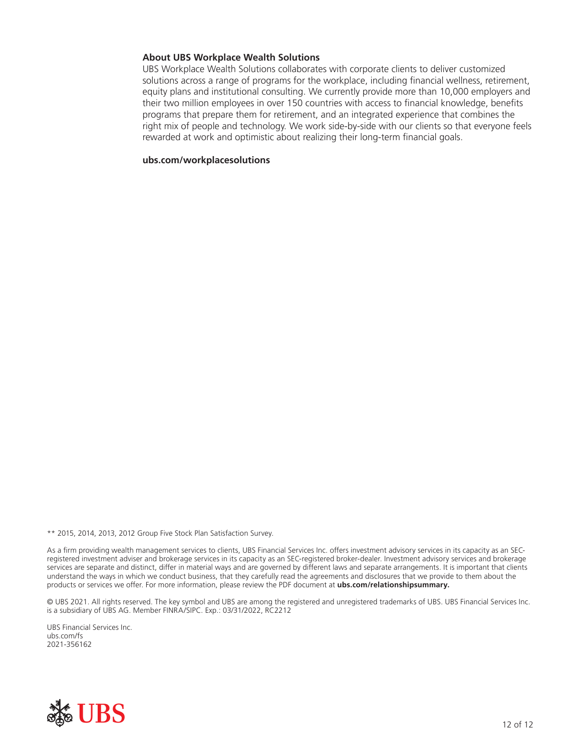**About UBS Workplace Wealth Solutions**

UBS Workplace Wealth Solutions collaborates with corporate clients to deliver customized solutions across a range of programs for the workplace, including financial wellness, retirement, equity plans and institutional consulting. We currently provide more than 10,000 employers and their two million employees in over 150 countries with access to financial knowledge, benefits programs that prepare them for retirement, and an integrated experience that combines the right mix of people and technology. We work side-by-side with our clients so that everyone feels rewarded at work and optimistic about realizing their long-term financial goals.

**ubs.com/workplacesolutions**

** 2015, 2014, 2013, 2012 Group Five Stock Plan Satisfaction Survey.

As a firm providing wealth management services to clients, UBS Financial Services Inc. offers investment advisory services in its capacity as an SEC-registered investment adviser and brokerage services in its capacity as an SEC-registered broker-dealer. Investment advisory services and brokerage services are separate and distinct, differ in material ways and are governed by different laws and separate arrangements. It is important that clients understand the ways in which we conduct business, that they carefully read the agreements and disclosures that we provide to them about the products or services we offer. For more information, please review the PDF document at **ubs.com/relationshipsummary.**

© UBS 2021. All rights reserved. The key symbol and UBS are among the registered and unregistered trademarks of UBS. UBS Financial Services Inc. is a subsidiary of UBS AG. Member FINRA/SIPC. Exp.: 03/31/2022, RC2212

UBS Financial Services Inc.
ubs.com/fs
2021-356162

UBS